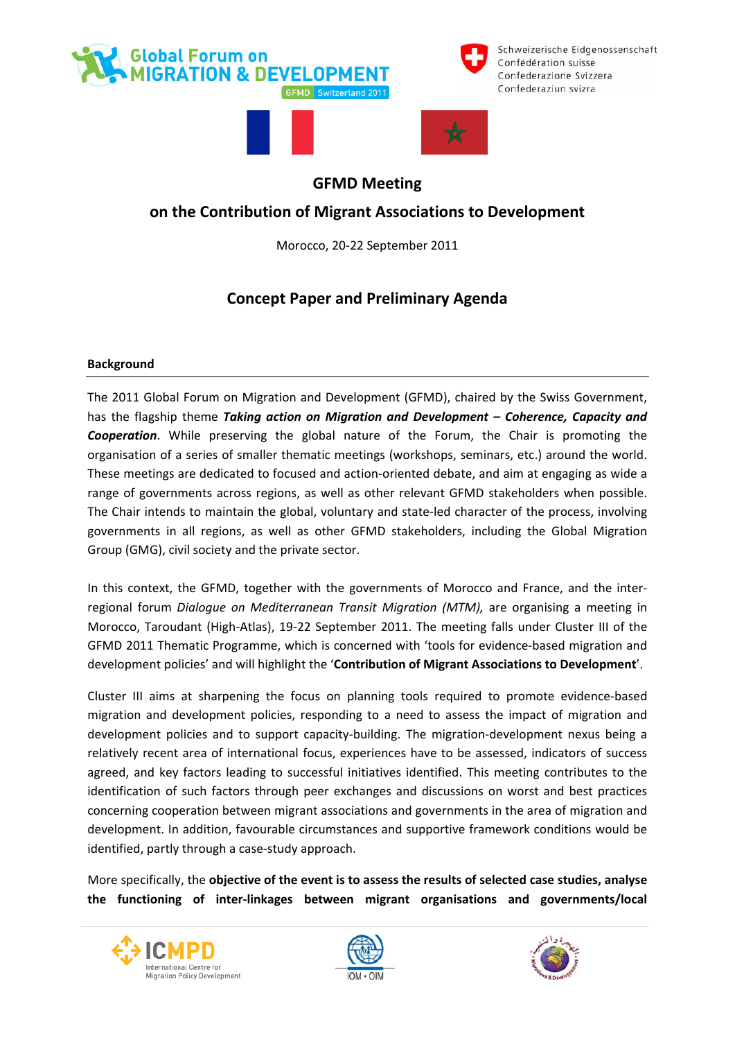# GFMD Meeting

## on the Contribution of Migrant Associations to Development

Morocco, 20-22 September 2011

## Concept Paper and Preliminary Agenda

### Background

The 2011 Global Forum on Migration and Development (GFMD), chaired by the Swiss Government, has the flagship theme ***Taking action on Migration and Development – Coherence, Capacity and Cooperation***. While preserving the global nature of the Forum, the Chair is promoting the organisation of a series of smaller thematic meetings (workshops, seminars, etc.) around the world. These meetings are dedicated to focused and action-oriented debate, and aim at engaging as wide a range of governments across regions, as well as other relevant GFMD stakeholders when possible. The Chair intends to maintain the global, voluntary and state-led character of the process, involving governments in all regions, as well as other GFMD stakeholders, including the Global Migration Group (GMG), civil society and the private sector.

In this context, the GFMD, together with the governments of Morocco and France, and the inter-regional forum *Dialogue on Mediterranean Transit Migration (MTM),* are organising a meeting in Morocco, Taroudant (High-Atlas), 19-22 September 2011. The meeting falls under Cluster III of the GFMD 2011 Thematic Programme, which is concerned with 'tools for evidence-based migration and development policies' and will highlight the '**Contribution of Migrant Associations to Development**'.

Cluster III aims at sharpening the focus on planning tools required to promote evidence-based migration and development policies, responding to a need to assess the impact of migration and development policies and to support capacity-building. The migration-development nexus being a relatively recent area of international focus, experiences have to be assessed, indicators of success agreed, and key factors leading to successful initiatives identified. This meeting contributes to the identification of such factors through peer exchanges and discussions on worst and best practices concerning cooperation between migrant associations and governments in the area of migration and development. In addition, favourable circumstances and supportive framework conditions would be identified, partly through a case-study approach.

More specifically, the **objective of the event is to assess the results of selected case studies, analyse the functioning of inter-linkages between migrant organisations and governments/local**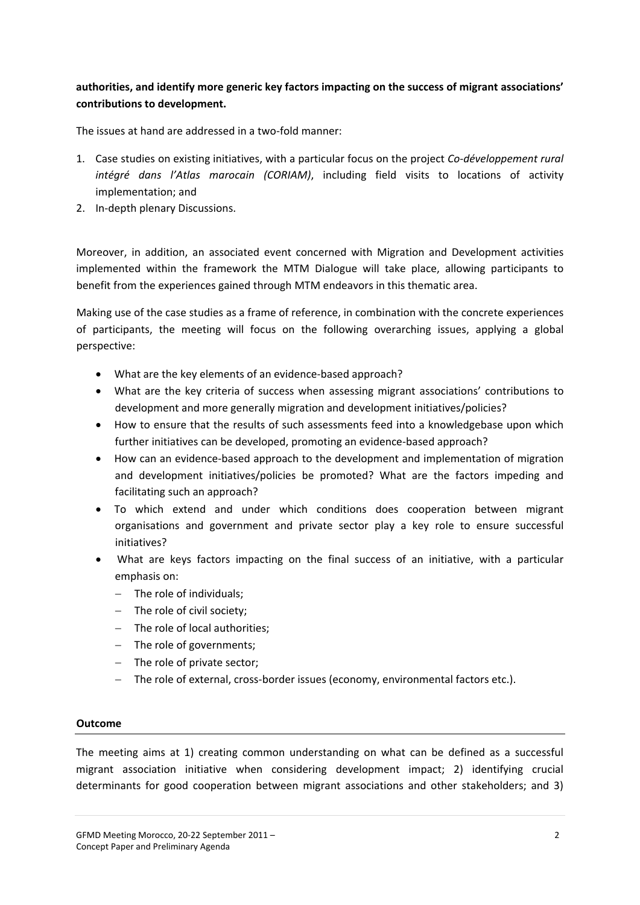**authorities, and identify more generic key factors impacting on the success of migrant associations' contributions to development.**

The issues at hand are addressed in a two-fold manner:

1. Case studies on existing initiatives, with a particular focus on the project *Co-développement rural intégré dans l'Atlas marocain (CORIAM)*, including field visits to locations of activity implementation; and
2. In-depth plenary Discussions.

Moreover, in addition, an associated event concerned with Migration and Development activities implemented within the framework the MTM Dialogue will take place, allowing participants to benefit from the experiences gained through MTM endeavors in this thematic area.

Making use of the case studies as a frame of reference, in combination with the concrete experiences of participants, the meeting will focus on the following overarching issues, applying a global perspective:

- What are the key elements of an evidence-based approach?
- What are the key criteria of success when assessing migrant associations' contributions to development and more generally migration and development initiatives/policies?
- How to ensure that the results of such assessments feed into a knowledgebase upon which further initiatives can be developed, promoting an evidence-based approach?
- How can an evidence-based approach to the development and implementation of migration and development initiatives/policies be promoted? What are the factors impeding and facilitating such an approach?
- To which extend and under which conditions does cooperation between migrant organisations and government and private sector play a key role to ensure successful initiatives?
- What are keys factors impacting on the final success of an initiative, with a particular emphasis on:
  - The role of individuals;
  - The role of civil society;
  - The role of local authorities;
  - The role of governments;
  - The role of private sector;
  - The role of external, cross-border issues (economy, environmental factors etc.).

**Outcome**

The meeting aims at 1) creating common understanding on what can be defined as a successful migrant association initiative when considering development impact; 2) identifying crucial determinants for good cooperation between migrant associations and other stakeholders; and 3)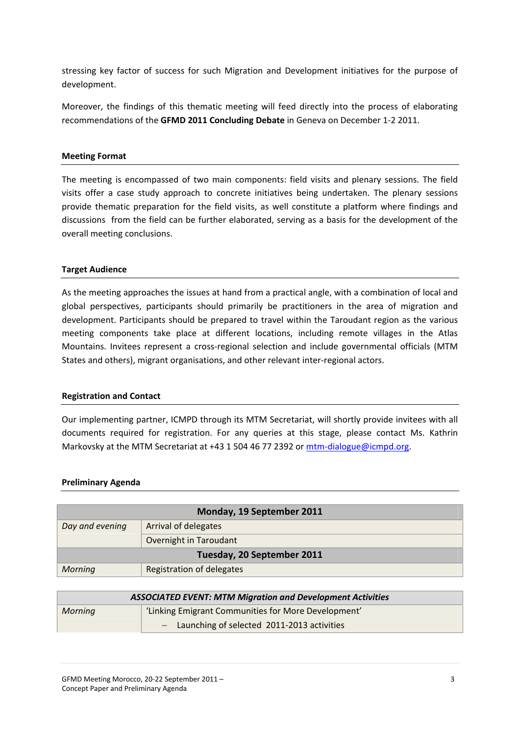stressing key factor of success for such Migration and Development initiatives for the purpose of development.

Moreover, the findings of this thematic meeting will feed directly into the process of elaborating recommendations of the **GFMD 2011 Concluding Debate** in Geneva on December 1-2 2011.

## Meeting Format

The meeting is encompassed of two main components: field visits and plenary sessions. The field visits offer a case study approach to concrete initiatives being undertaken. The plenary sessions provide thematic preparation for the field visits, as well constitute a platform where findings and discussions from the field can be further elaborated, serving as a basis for the development of the overall meeting conclusions.

## Target Audience

As the meeting approaches the issues at hand from a practical angle, with a combination of local and global perspectives, participants should primarily be practitioners in the area of migration and development. Participants should be prepared to travel within the Taroudant region as the various meeting components take place at different locations, including remote villages in the Atlas Mountains. Invitees represent a cross-regional selection and include governmental officials (MTM States and others), migrant organisations, and other relevant inter-regional actors.

## Registration and Contact

Our implementing partner, ICMPD through its MTM Secretariat, will shortly provide invitees with all documents required for registration. For any queries at this stage, please contact Ms. Kathrin Markovsky at the MTM Secretariat at +43 1 504 46 77 2392 or mtm-dialogue@icmpd.org.

## Preliminary Agenda

| **Monday, 19 September 2011** | |
|---|---|
| *Day and evening* | Arrival of delegates |
| | Overnight in Taroudant |
| **Tuesday, 20 September 2011** | |
| *Morning* | Registration of delegates |

| ***ASSOCIATED EVENT: MTM Migration and Development Activities*** | |
|---|---|
| *Morning* | 'Linking Emigrant Communities for More Development' |
| | – Launching of selected 2011-2013 activities |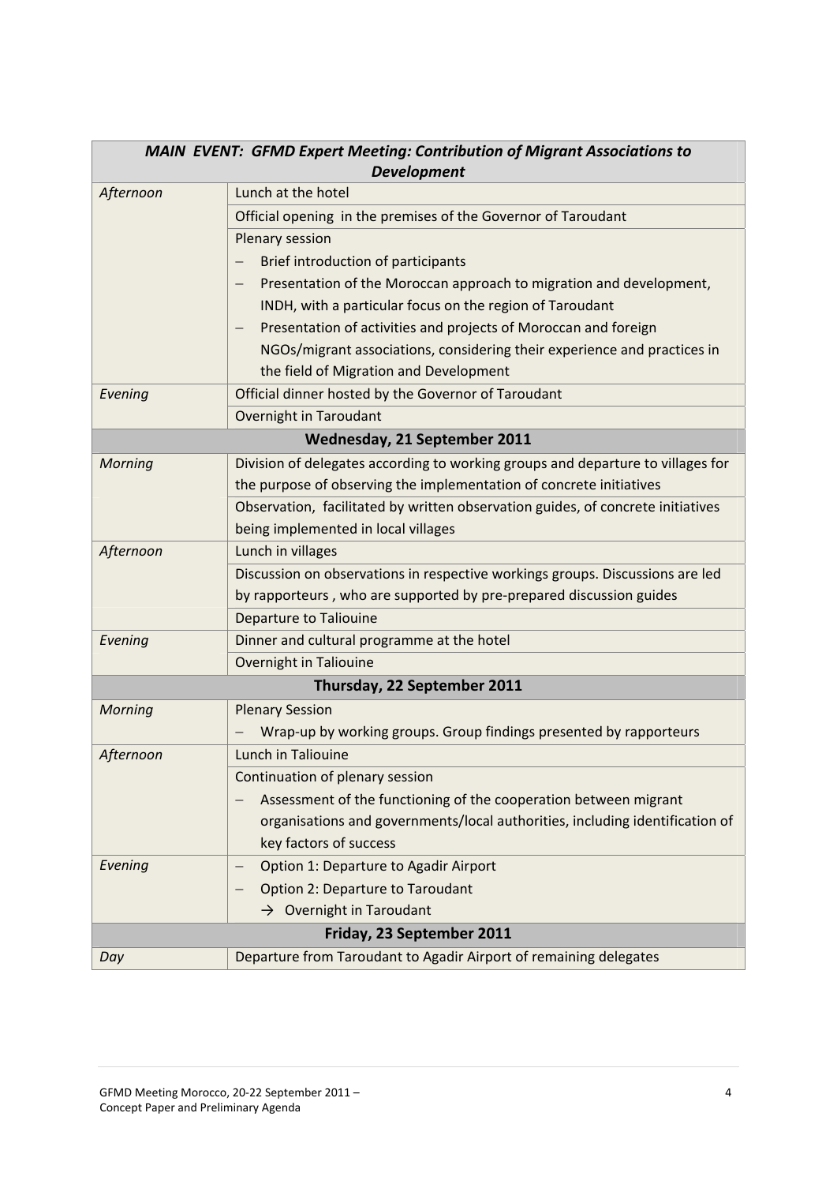| *MAIN EVENT: GFMD Expert Meeting: Contribution of Migrant Associations to Development* | |
|---|---|
| *Afternoon* | Lunch at the hotel |
| | Official opening in the premises of the Governor of Taroudant |
| | Plenary session<br>– Brief introduction of participants<br>– Presentation of the Moroccan approach to migration and development, INDH, with a particular focus on the region of Taroudant<br>– Presentation of activities and projects of Moroccan and foreign NGOs/migrant associations, considering their experience and practices in the field of Migration and Development |
| *Evening* | Official dinner hosted by the Governor of Taroudant |
| | Overnight in Taroudant |
| **Wednesday, 21 September 2011** | |
| *Morning* | Division of delegates according to working groups and departure to villages for the purpose of observing the implementation of concrete initiatives |
| | Observation, facilitated by written observation guides, of concrete initiatives being implemented in local villages |
| *Afternoon* | Lunch in villages |
| | Discussion on observations in respective workings groups. Discussions are led by rapporteurs , who are supported by pre-prepared discussion guides |
| | Departure to Taliouine |
| *Evening* | Dinner and cultural programme at the hotel |
| | Overnight in Taliouine |
| **Thursday, 22 September 2011** | |
| *Morning* | Plenary Session<br>– Wrap-up by working groups. Group findings presented by rapporteurs |
| *Afternoon* | Lunch in Taliouine |
| | Continuation of plenary session<br>– Assessment of the functioning of the cooperation between migrant organisations and governments/local authorities, including identification of key factors of success |
| *Evening* | – Option 1: Departure to Agadir Airport<br>– Option 2: Departure to Taroudant<br>→ Overnight in Taroudant |
| **Friday, 23 September 2011** | |
| *Day* | Departure from Taroudant to Agadir Airport of remaining delegates |